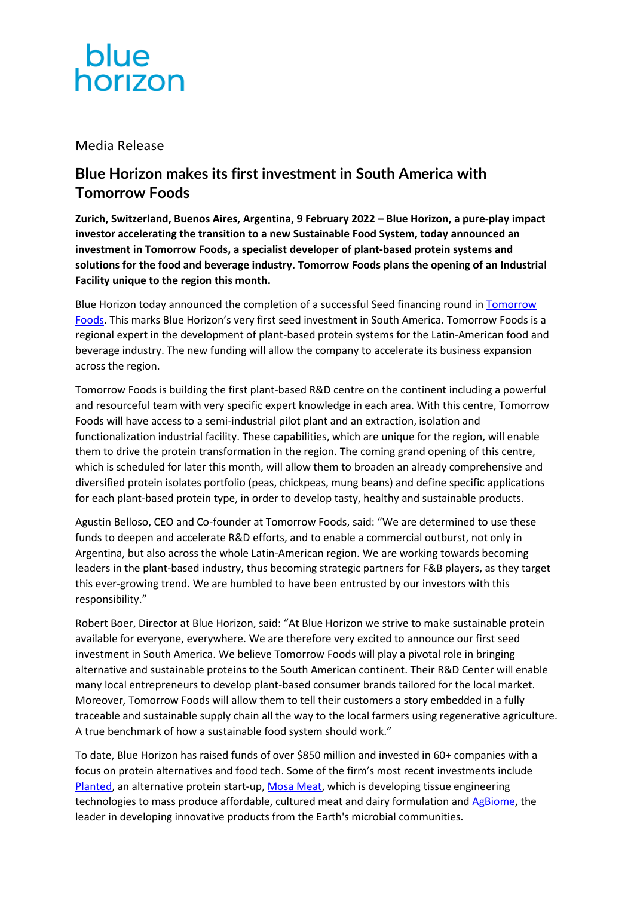blue horizon

Media Release

# Blue Horizon makes its first investment in South America with Tomorrow Foods

**Zurich, Switzerland, Buenos Aires, Argentina, 9 February 2022 – Blue Horizon, a pure-play impact investor accelerating the transition to a new Sustainable Food System, today announced an investment in Tomorrow Foods, a specialist developer of plant-based protein systems and solutions for the food and beverage industry. Tomorrow Foods plans the opening of an Industrial Facility unique to the region this month.**

Blue Horizon today announced the completion of a successful Seed financing round in [Tomorrow Foods](). This marks Blue Horizon's very first seed investment in South America. Tomorrow Foods is a regional expert in the development of plant-based protein systems for the Latin-American food and beverage industry. The new funding will allow the company to accelerate its business expansion across the region.

Tomorrow Foods is building the first plant-based R&D centre on the continent including a powerful and resourceful team with very specific expert knowledge in each area. With this centre, Tomorrow Foods will have access to a semi-industrial pilot plant and an extraction, isolation and functionalization industrial facility. These capabilities, which are unique for the region, will enable them to drive the protein transformation in the region. The coming grand opening of this centre, which is scheduled for later this month, will allow them to broaden an already comprehensive and diversified protein isolates portfolio (peas, chickpeas, mung beans) and define specific applications for each plant-based protein type, in order to develop tasty, healthy and sustainable products.

Agustin Belloso, CEO and Co-founder at Tomorrow Foods, said: "We are determined to use these funds to deepen and accelerate R&D efforts, and to enable a commercial outburst, not only in Argentina, but also across the whole Latin-American region. We are working towards becoming leaders in the plant-based industry, thus becoming strategic partners for F&B players, as they target this ever-growing trend. We are humbled to have been entrusted by our investors with this responsibility."

Robert Boer, Director at Blue Horizon, said: "At Blue Horizon we strive to make sustainable protein available for everyone, everywhere. We are therefore very excited to announce our first seed investment in South America. We believe Tomorrow Foods will play a pivotal role in bringing alternative and sustainable proteins to the South American continent. Their R&D Center will enable many local entrepreneurs to develop plant-based consumer brands tailored for the local market. Moreover, Tomorrow Foods will allow them to tell their customers a story embedded in a fully traceable and sustainable supply chain all the way to the local farmers using regenerative agriculture. A true benchmark of how a sustainable food system should work."

To date, Blue Horizon has raised funds of over $850 million and invested in 60+ companies with a focus on protein alternatives and food tech. Some of the firm's most recent investments include [Planted](), an alternative protein start-up, [Mosa Meat](), which is developing tissue engineering technologies to mass produce affordable, cultured meat and dairy formulation and [AgBiome](), the leader in developing innovative products from the Earth's microbial communities.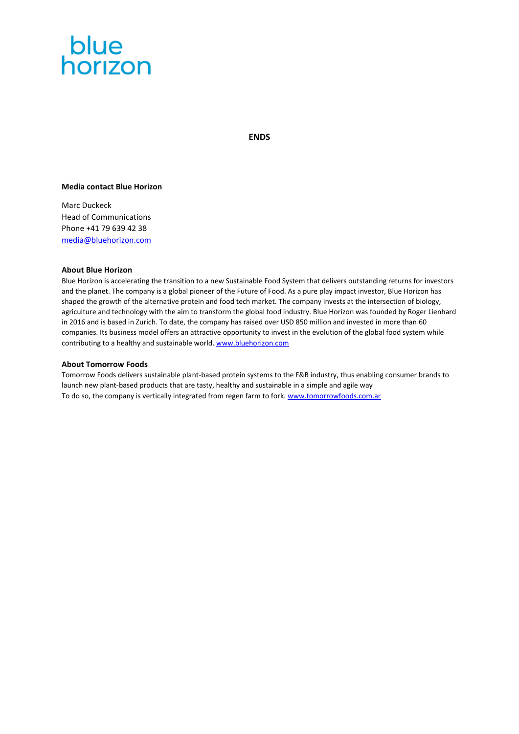blue horizon

**ENDS**

**Media contact Blue Horizon**

Marc Duckeck
Head of Communications
Phone +41 79 639 42 38
media@bluehorizon.com

**About Blue Horizon**

Blue Horizon is accelerating the transition to a new Sustainable Food System that delivers outstanding returns for investors and the planet. The company is a global pioneer of the Future of Food. As a pure play impact investor, Blue Horizon has shaped the growth of the alternative protein and food tech market. The company invests at the intersection of biology, agriculture and technology with the aim to transform the global food industry. Blue Horizon was founded by Roger Lienhard in 2016 and is based in Zurich. To date, the company has raised over USD 850 million and invested in more than 60 companies. Its business model offers an attractive opportunity to invest in the evolution of the global food system while contributing to a healthy and sustainable world. www.bluehorizon.com

**About Tomorrow Foods**

Tomorrow Foods delivers sustainable plant-based protein systems to the F&B industry, thus enabling consumer brands to launch new plant-based products that are tasty, healthy and sustainable in a simple and agile way
To do so, the company is vertically integrated from regen farm to fork. www.tomorrowfoods.com.ar